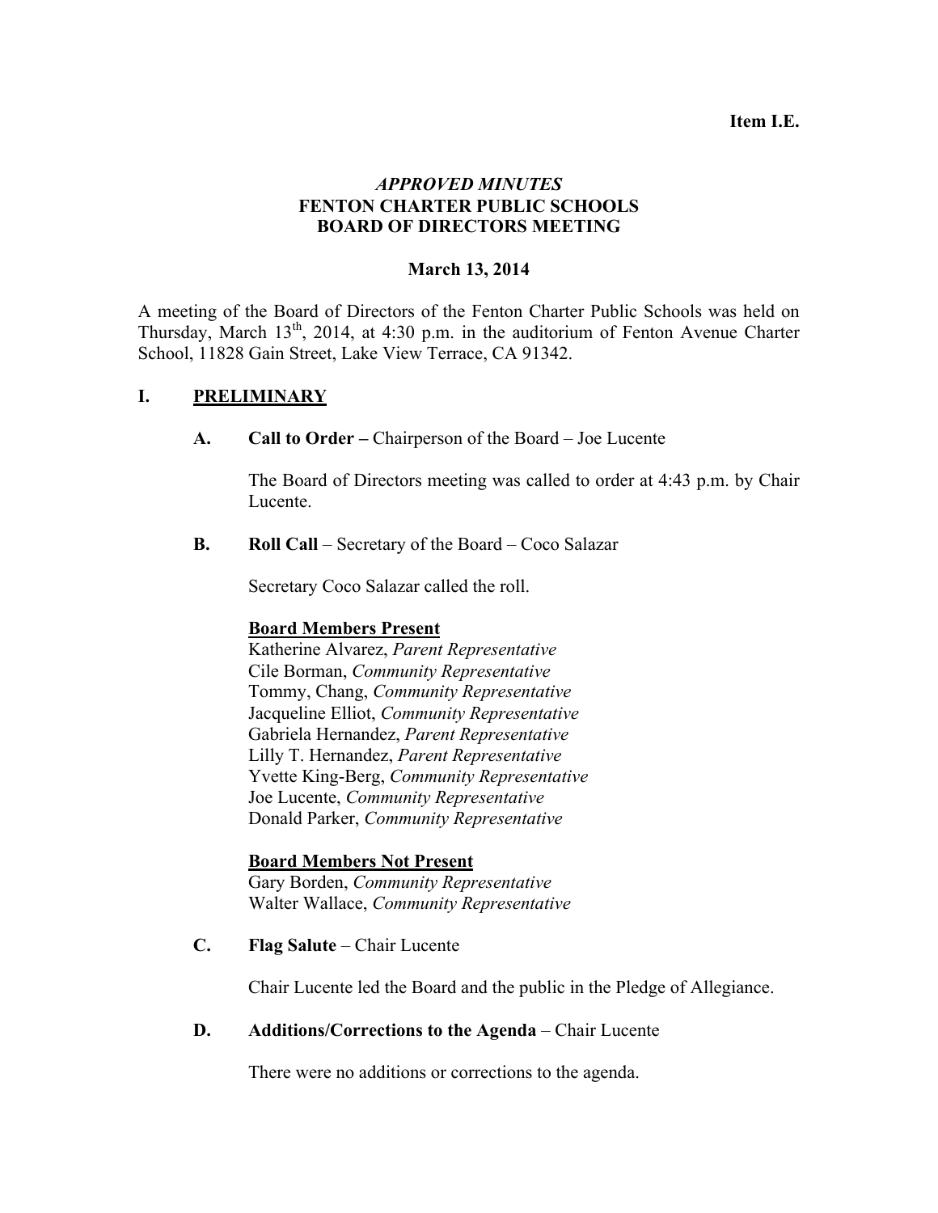**Item I.E.**

# *APPROVED MINUTES*
# FENTON CHARTER PUBLIC SCHOOLS
# BOARD OF DIRECTORS MEETING

**March 13, 2014**

A meeting of the Board of Directors of the Fenton Charter Public Schools was held on Thursday, March 13th, 2014, at 4:30 p.m. in the auditorium of Fenton Avenue Charter School, 11828 Gain Street, Lake View Terrace, CA 91342.

## I. PRELIMINARY

**A. Call to Order –** Chairperson of the Board – Joe Lucente

The Board of Directors meeting was called to order at 4:43 p.m. by Chair Lucente.

**B. Roll Call** – Secretary of the Board – Coco Salazar

Secretary Coco Salazar called the roll.

**Board Members Present**
Katherine Alvarez, *Parent Representative*
Cile Borman, *Community Representative*
Tommy, Chang, *Community Representative*
Jacqueline Elliot, *Community Representative*
Gabriela Hernandez, *Parent Representative*
Lilly T. Hernandez, *Parent Representative*
Yvette King-Berg, *Community Representative*
Joe Lucente, *Community Representative*
Donald Parker, *Community Representative*

**Board Members Not Present**
Gary Borden, *Community Representative*
Walter Wallace, *Community Representative*

**C. Flag Salute** – Chair Lucente

Chair Lucente led the Board and the public in the Pledge of Allegiance.

**D. Additions/Corrections to the Agenda** – Chair Lucente

There were no additions or corrections to the agenda.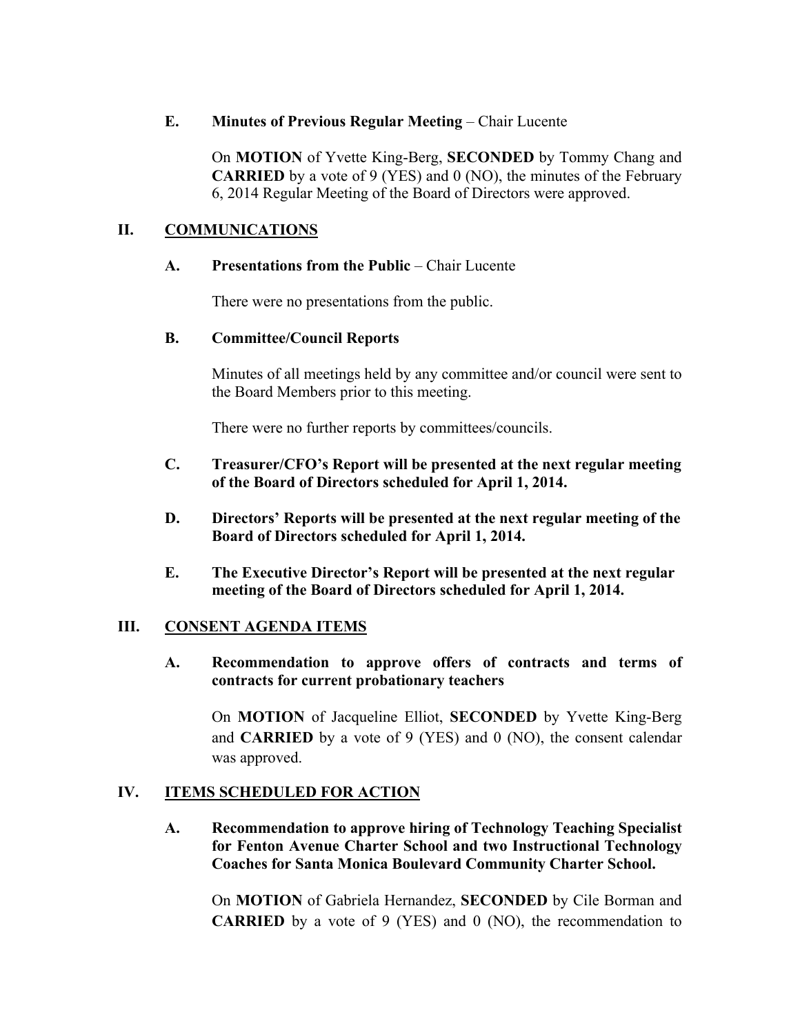### E. **Minutes of Previous Regular Meeting** – Chair Lucente

On **MOTION** of Yvette King-Berg, **SECONDED** by Tommy Chang and **CARRIED** by a vote of 9 (YES) and 0 (NO), the minutes of the February 6, 2014 Regular Meeting of the Board of Directors were approved.

## II. COMMUNICATIONS

### A. **Presentations from the Public** – Chair Lucente

There were no presentations from the public.

### B. **Committee/Council Reports**

Minutes of all meetings held by any committee and/or council were sent to the Board Members prior to this meeting.

There were no further reports by committees/councils.

### C. **Treasurer/CFO's Report will be presented at the next regular meeting of the Board of Directors scheduled for April 1, 2014.**

### D. **Directors' Reports will be presented at the next regular meeting of the Board of Directors scheduled for April 1, 2014.**

### E. **The Executive Director's Report will be presented at the next regular meeting of the Board of Directors scheduled for April 1, 2014.**

## III. CONSENT AGENDA ITEMS

### A. **Recommendation to approve offers of contracts and terms of contracts for current probationary teachers**

On **MOTION** of Jacqueline Elliot, **SECONDED** by Yvette King-Berg and **CARRIED** by a vote of 9 (YES) and 0 (NO), the consent calendar was approved.

## IV. ITEMS SCHEDULED FOR ACTION

### A. **Recommendation to approve hiring of Technology Teaching Specialist for Fenton Avenue Charter School and two Instructional Technology Coaches for Santa Monica Boulevard Community Charter School.**

On **MOTION** of Gabriela Hernandez, **SECONDED** by Cile Borman and **CARRIED** by a vote of 9 (YES) and 0 (NO), the recommendation to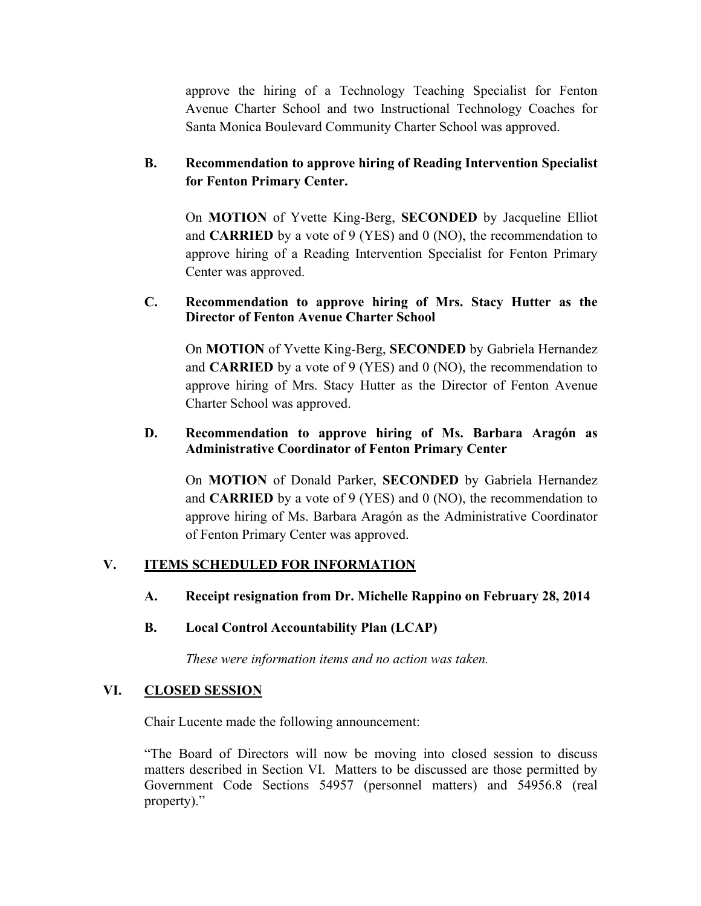approve the hiring of a Technology Teaching Specialist for Fenton Avenue Charter School and two Instructional Technology Coaches for Santa Monica Boulevard Community Charter School was approved.

**B. Recommendation to approve hiring of Reading Intervention Specialist for Fenton Primary Center.**

On **MOTION** of Yvette King-Berg, **SECONDED** by Jacqueline Elliot and **CARRIED** by a vote of 9 (YES) and 0 (NO), the recommendation to approve hiring of a Reading Intervention Specialist for Fenton Primary Center was approved.

**C. Recommendation to approve hiring of Mrs. Stacy Hutter as the Director of Fenton Avenue Charter School**

On **MOTION** of Yvette King-Berg, **SECONDED** by Gabriela Hernandez and **CARRIED** by a vote of 9 (YES) and 0 (NO), the recommendation to approve hiring of Mrs. Stacy Hutter as the Director of Fenton Avenue Charter School was approved.

**D. Recommendation to approve hiring of Ms. Barbara Aragón as Administrative Coordinator of Fenton Primary Center**

On **MOTION** of Donald Parker, **SECONDED** by Gabriela Hernandez and **CARRIED** by a vote of 9 (YES) and 0 (NO), the recommendation to approve hiring of Ms. Barbara Aragón as the Administrative Coordinator of Fenton Primary Center was approved.

## V. ITEMS SCHEDULED FOR INFORMATION

**A. Receipt resignation from Dr. Michelle Rappino on February 28, 2014**

**B. Local Control Accountability Plan (LCAP)**

*These were information items and no action was taken.*

## VI. CLOSED SESSION

Chair Lucente made the following announcement:

"The Board of Directors will now be moving into closed session to discuss matters described in Section VI. Matters to be discussed are those permitted by Government Code Sections 54957 (personnel matters) and 54956.8 (real property)."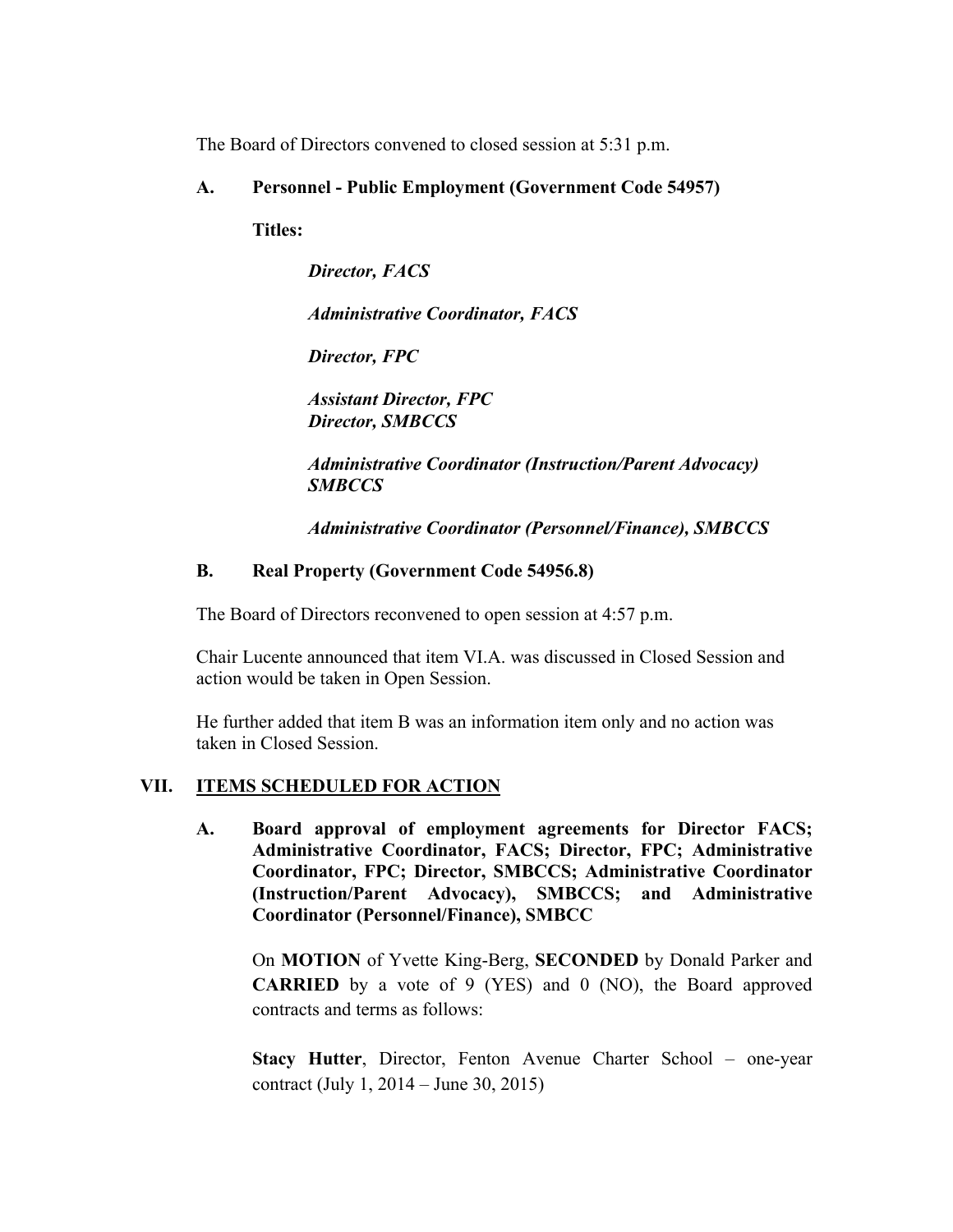The Board of Directors convened to closed session at 5:31 p.m.

**A. Personnel - Public Employment (Government Code 54957)**

**Titles:**

***Director, FACS***

***Administrative Coordinator, FACS***

***Director, FPC***

***Assistant Director, FPC***
***Director, SMBCCS***

***Administrative Coordinator (Instruction/Parent Advocacy) SMBCCS***

***Administrative Coordinator (Personnel/Finance), SMBCCS***

**B. Real Property (Government Code 54956.8)**

The Board of Directors reconvened to open session at 4:57 p.m.

Chair Lucente announced that item VI.A. was discussed in Closed Session and action would be taken in Open Session.

He further added that item B was an information item only and no action was taken in Closed Session.

## VII. ITEMS SCHEDULED FOR ACTION

**A. Board approval of employment agreements for Director FACS; Administrative Coordinator, FACS; Director, FPC; Administrative Coordinator, FPC; Director, SMBCCS; Administrative Coordinator (Instruction/Parent Advocacy), SMBCCS; and Administrative Coordinator (Personnel/Finance), SMBCC**

On **MOTION** of Yvette King-Berg, **SECONDED** by Donald Parker and **CARRIED** by a vote of 9 (YES) and 0 (NO), the Board approved contracts and terms as follows:

**Stacy Hutter**, Director, Fenton Avenue Charter School – one-year contract (July 1, 2014 – June 30, 2015)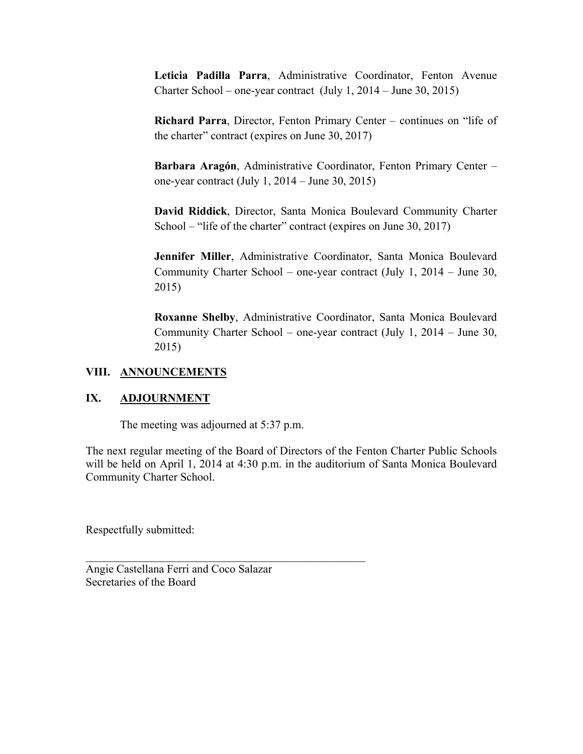**Leticia Padilla Parra**, Administrative Coordinator, Fenton Avenue Charter School – one-year contract (July 1, 2014 – June 30, 2015)

**Richard Parra**, Director, Fenton Primary Center – continues on "life of the charter" contract (expires on June 30, 2017)

**Barbara Aragón**, Administrative Coordinator, Fenton Primary Center – one-year contract (July 1, 2014 – June 30, 2015)

**David Riddick**, Director, Santa Monica Boulevard Community Charter School – "life of the charter" contract (expires on June 30, 2017)

**Jennifer Miller**, Administrative Coordinator, Santa Monica Boulevard Community Charter School – one-year contract (July 1, 2014 – June 30, 2015)

**Roxanne Shelby**, Administrative Coordinator, Santa Monica Boulevard Community Charter School – one-year contract (July 1, 2014 – June 30, 2015)

## VIII. ANNOUNCEMENTS

## IX. ADJOURNMENT

The meeting was adjourned at 5:37 p.m.

The next regular meeting of the Board of Directors of the Fenton Charter Public Schools will be held on April 1, 2014 at 4:30 p.m. in the auditorium of Santa Monica Boulevard Community Charter School.

Respectfully submitted:

\_\_\_\_\_\_\_\_\_\_\_\_\_\_\_\_\_\_\_\_\_\_\_\_\_\_\_\_\_\_\_\_\_\_\_\_\_\_\_\_\_\_\_\_\_\_\_\_

Angie Castellana Ferri and Coco Salazar
Secretaries of the Board